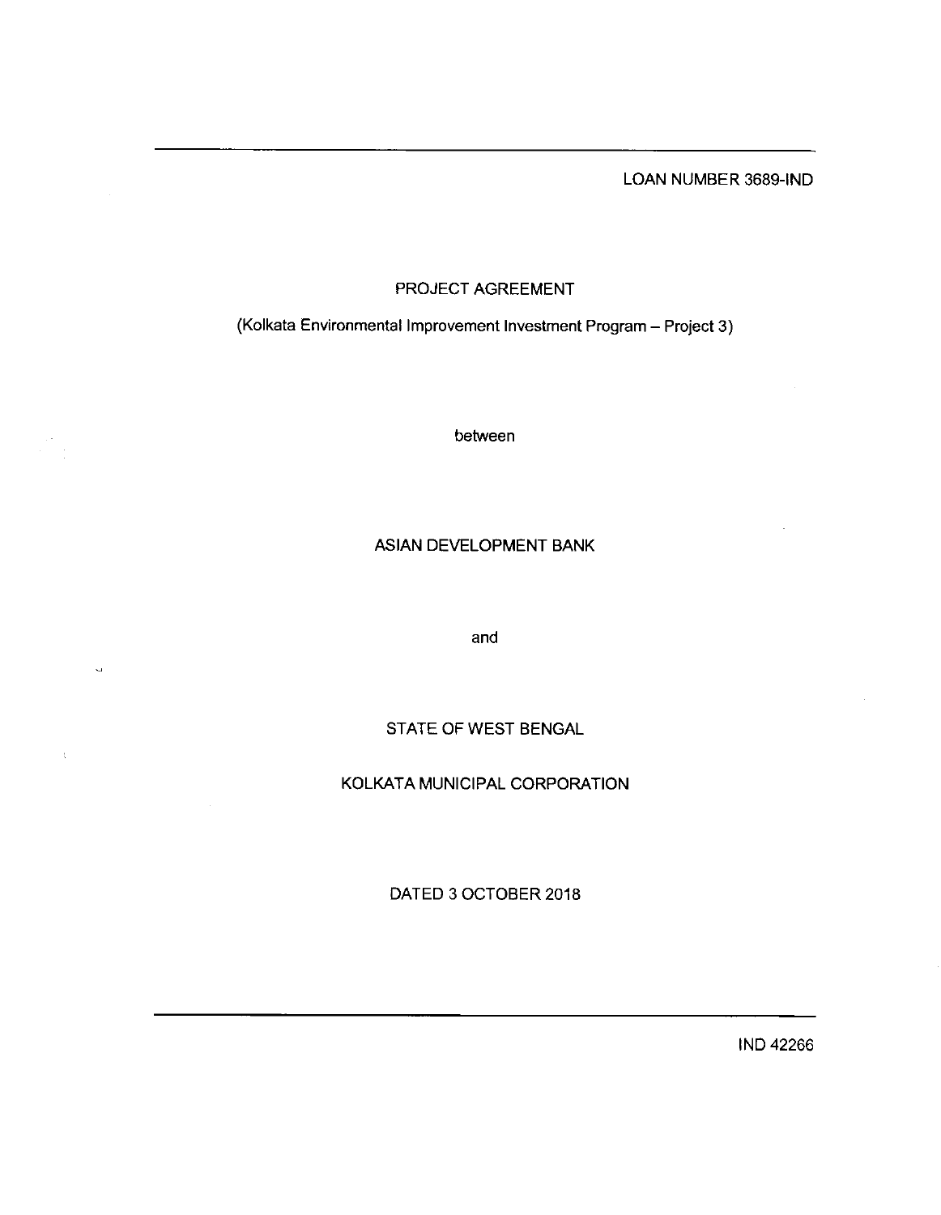LOAN NUMBER 3689-IND

# PROJECT AGREEMENT

(Kolkata Environmental Improvement Investment Program – Project 3)

between

ASIAN DEVELOPMENT BANK

and

STATE OF WEST BENGAL

KOLKATA MUNICIPAL CORPORATION

DATED 3 OCTOBER 2018

IND 42266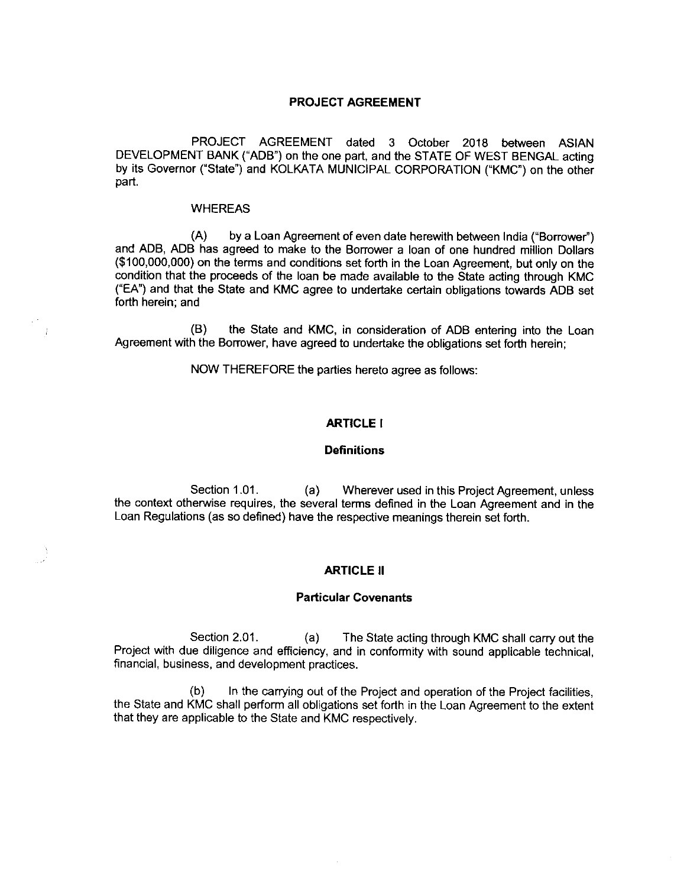# PROJECT AGREEMENT

PROJECT AGREEMENT dated 3 October 2018 between ASIAN DEVELOPMENT BANK ("ADB") on the one part, and the STATE OF WEST BENGAL acting by its Governor ("State") and KOLKATA MUNICIPAL CORPORATION ("KMC") on the other part.

WHEREAS

(A) by a Loan Agreement of even date herewith between India ("Borrower") and ADB, ADB has agreed to make to the Borrower a loan of one hundred million Dollars ($100,000,000) on the terms and conditions set forth in the Loan Agreement, but only on the condition that the proceeds of the loan be made available to the State acting through KMC ("EA") and that the State and KMC agree to undertake certain obligations towards ADB set forth herein; and

(B) the State and KMC, in consideration of ADB entering into the Loan Agreement with the Borrower, have agreed to undertake the obligations set forth herein;

NOW THEREFORE the parties hereto agree as follows:

## ARTICLE I

### Definitions

Section 1.01. (a) Wherever used in this Project Agreement, unless the context otherwise requires, the several terms defined in the Loan Agreement and in the Loan Regulations (as so defined) have the respective meanings therein set forth.

## ARTICLE II

### Particular Covenants

Section 2.01. (a) The State acting through KMC shall carry out the Project with due diligence and efficiency, and in conformity with sound applicable technical, financial, business, and development practices.

(b) In the carrying out of the Project and operation of the Project facilities, the State and KMC shall perform all obligations set forth in the Loan Agreement to the extent that they are applicable to the State and KMC respectively.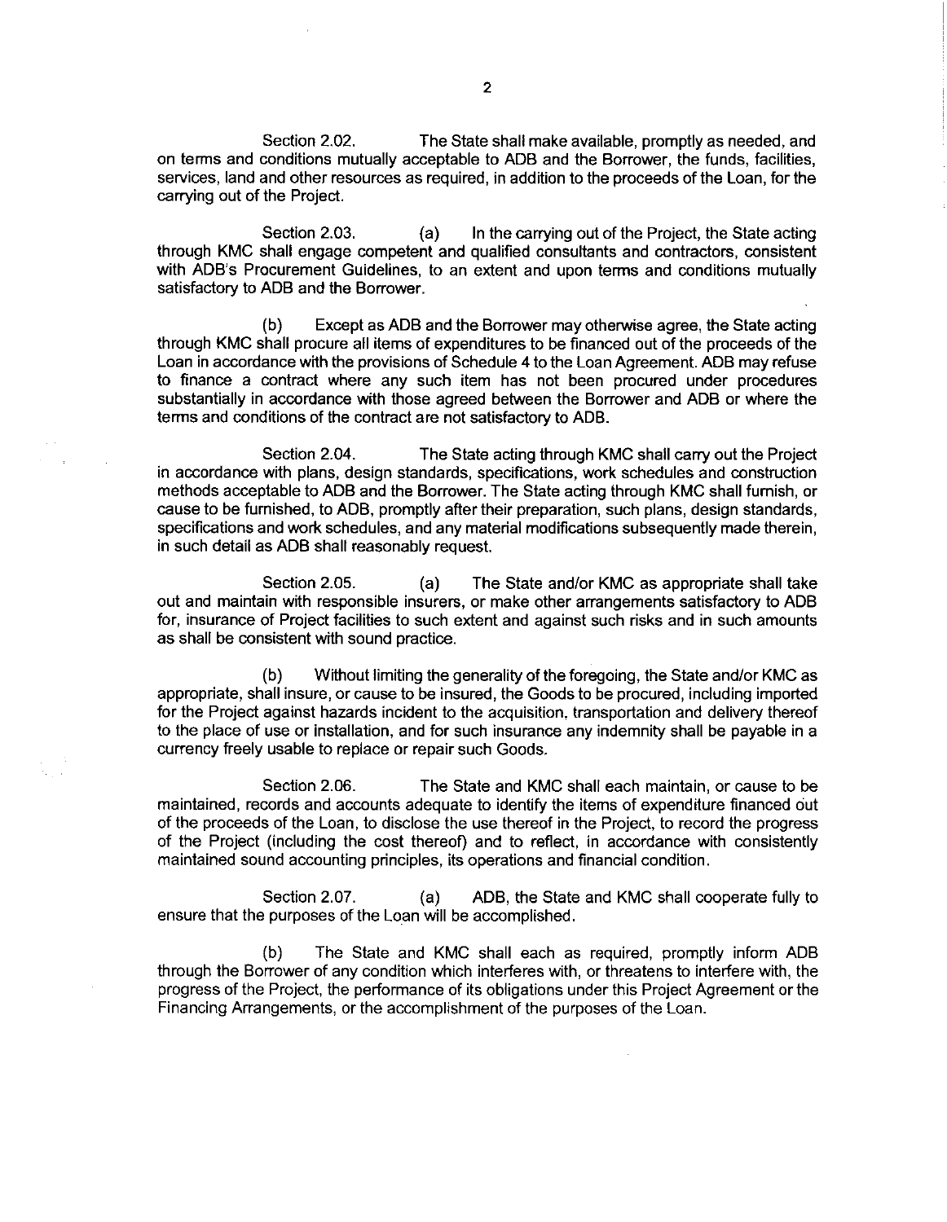Section 2.02. The State shall make available, promptly as needed, and on terms and conditions mutually acceptable to ADB and the Borrower, the funds, facilities, services, land and other resources as required, in addition to the proceeds of the Loan, for the carrying out of the Project.

Section 2.03. (a) In the carrying out of the Project, the State acting through KMC shall engage competent and qualified consultants and contractors, consistent with ADB's Procurement Guidelines, to an extent and upon terms and conditions mutually satisfactory to ADB and the Borrower.

(b) Except as ADB and the Borrower may otherwise agree, the State acting through KMC shall procure all items of expenditures to be financed out of the proceeds of the Loan in accordance with the provisions of Schedule 4 to the Loan Agreement. ADB may refuse to finance a contract where any such item has not been procured under procedures substantially in accordance with those agreed between the Borrower and ADB or where the terms and conditions of the contract are not satisfactory to ADB.

Section 2.04. The State acting through KMC shall carry out the Project in accordance with plans, design standards, specifications, work schedules and construction methods acceptable to ADB and the Borrower. The State acting through KMC shall furnish, or cause to be furnished, to ADB, promptly after their preparation, such plans, design standards, specifications and work schedules, and any material modifications subsequently made therein, in such detail as ADB shall reasonably request.

Section 2.05. (a) The State and/or KMC as appropriate shall take out and maintain with responsible insurers, or make other arrangements satisfactory to ADB for, insurance of Project facilities to such extent and against such risks and in such amounts as shall be consistent with sound practice.

(b) Without limiting the generality of the foregoing, the State and/or KMC as appropriate, shall insure, or cause to be insured, the Goods to be procured, including imported for the Project against hazards incident to the acquisition, transportation and delivery thereof to the place of use or installation, and for such insurance any indemnity shall be payable in a currency freely usable to replace or repair such Goods.

Section 2.06. The State and KMC shall each maintain, or cause to be maintained, records and accounts adequate to identify the items of expenditure financed out of the proceeds of the Loan, to disclose the use thereof in the Project, to record the progress of the Project (including the cost thereof) and to reflect, in accordance with consistently maintained sound accounting principles, its operations and financial condition.

Section 2.07. (a) ADB, the State and KMC shall cooperate fully to ensure that the purposes of the Loan will be accomplished.

(b) The State and KMC shall each as required, promptly inform ADB through the Borrower of any condition which interferes with, or threatens to interfere with, the progress of the Project, the performance of its obligations under this Project Agreement or the Financing Arrangements, or the accomplishment of the purposes of the Loan.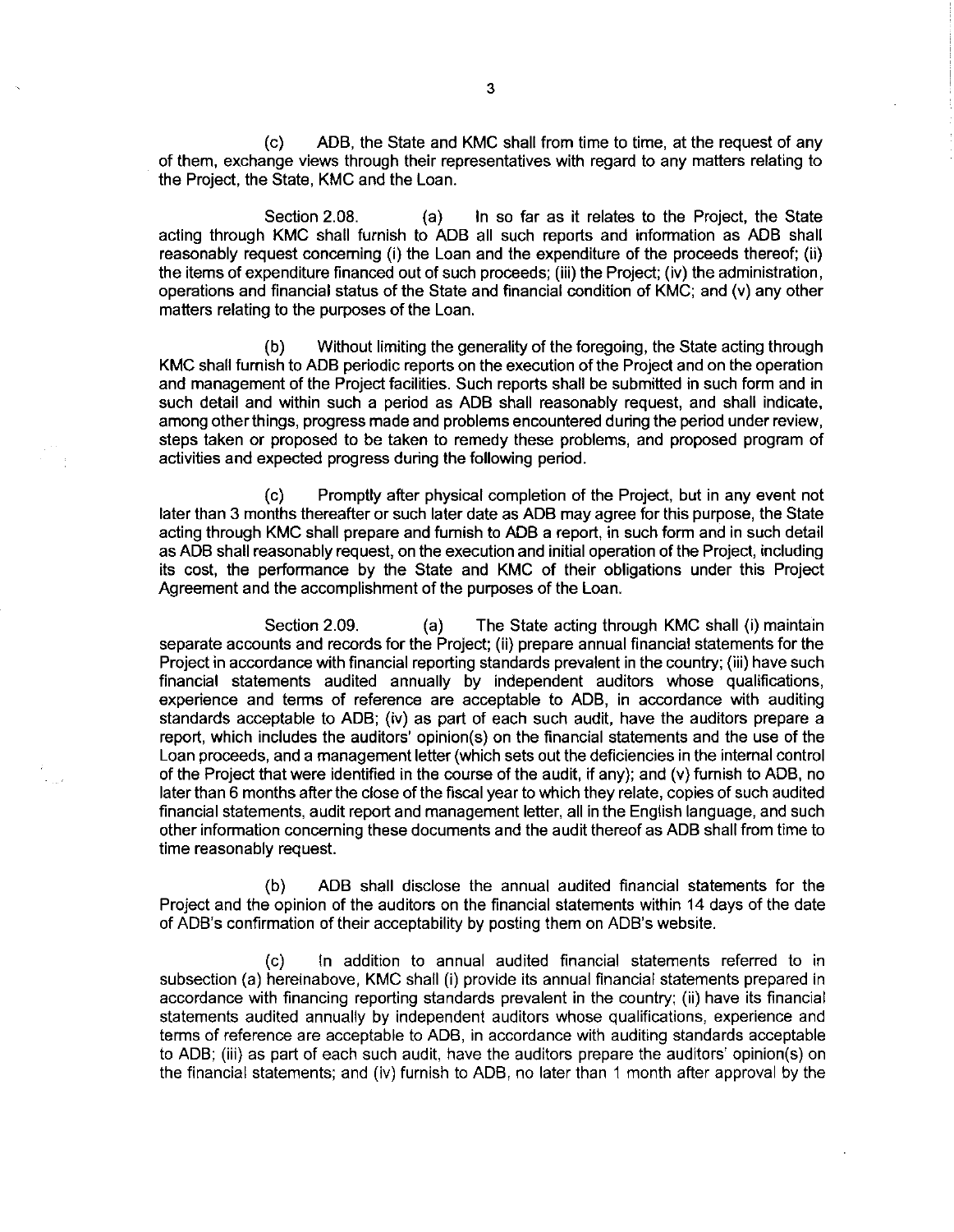(c) ADB, the State and KMC shall from time to time, at the request of any of them, exchange views through their representatives with regard to any matters relating to the Project, the State, KMC and the Loan.

Section 2.08. (a) In so far as it relates to the Project, the State acting through KMC shall furnish to ADB all such reports and information as ADB shall reasonably request concerning (i) the Loan and the expenditure of the proceeds thereof; (ii) the items of expenditure financed out of such proceeds; (iii) the Project; (iv) the administration, operations and financial status of the State and financial condition of KMC; and (v) any other matters relating to the purposes of the Loan.

(b) Without limiting the generality of the foregoing, the State acting through KMC shall furnish to ADB periodic reports on the execution of the Project and on the operation and management of the Project facilities. Such reports shall be submitted in such form and in such detail and within such a period as ADB shall reasonably request, and shall indicate, among other things, progress made and problems encountered during the period under review, steps taken or proposed to be taken to remedy these problems, and proposed program of activities and expected progress during the following period.

(c) Promptly after physical completion of the Project, but in any event not later than 3 months thereafter or such later date as ADB may agree for this purpose, the State acting through KMC shall prepare and furnish to ADB a report, in such form and in such detail as ADB shall reasonably request, on the execution and initial operation of the Project, including its cost, the performance by the State and KMC of their obligations under this Project Agreement and the accomplishment of the purposes of the Loan.

Section 2.09. (a) The State acting through KMC shall (i) maintain separate accounts and records for the Project; (ii) prepare annual financial statements for the Project in accordance with financial reporting standards prevalent in the country; (iii) have such financial statements audited annually by independent auditors whose qualifications, experience and terms of reference are acceptable to ADB, in accordance with auditing standards acceptable to ADB; (iv) as part of each such audit, have the auditors prepare a report, which includes the auditors' opinion(s) on the financial statements and the use of the Loan proceeds, and a management letter (which sets out the deficiencies in the internal control of the Project that were identified in the course of the audit, if any); and (v) furnish to ADB, no later than 6 months after the close of the fiscal year to which they relate, copies of such audited financial statements, audit report and management letter, all in the English language, and such other information concerning these documents and the audit thereof as ADB shall from time to time reasonably request.

(b) ADB shall disclose the annual audited financial statements for the Project and the opinion of the auditors on the financial statements within 14 days of the date of ADB's confirmation of their acceptability by posting them on ADB's website.

(c) In addition to annual audited financial statements referred to in subsection (a) hereinabove, KMC shall (i) provide its annual financial statements prepared in accordance with financing reporting standards prevalent in the country; (ii) have its financial statements audited annually by independent auditors whose qualifications, experience and terms of reference are acceptable to ADB, in accordance with auditing standards acceptable to ADB; (iii) as part of each such audit, have the auditors prepare the auditors' opinion(s) on the financial statements; and (iv) furnish to ADB, no later than 1 month after approval by the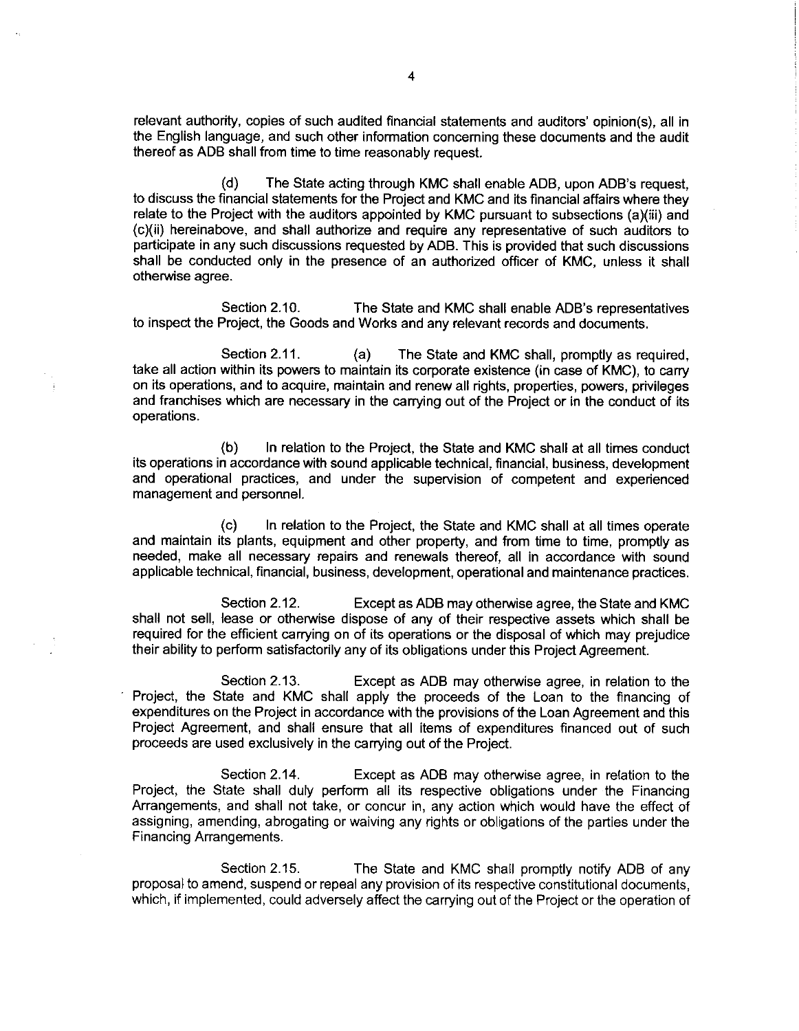relevant authority, copies of such audited financial statements and auditors' opinion(s), all in the English language, and such other information concerning these documents and the audit thereof as ADB shall from time to time reasonably request.

(d) The State acting through KMC shall enable ADB, upon ADB's request, to discuss the financial statements for the Project and KMC and its financial affairs where they relate to the Project with the auditors appointed by KMC pursuant to subsections (a)(iii) and (c)(ii) hereinabove, and shall authorize and require any representative of such auditors to participate in any such discussions requested by ADB. This is provided that such discussions shall be conducted only in the presence of an authorized officer of KMC, unless it shall otherwise agree.

Section 2.10. The State and KMC shall enable ADB's representatives to inspect the Project, the Goods and Works and any relevant records and documents.

Section 2.11. (a) The State and KMC shall, promptly as required, take all action within its powers to maintain its corporate existence (in case of KMC), to carry on its operations, and to acquire, maintain and renew all rights, properties, powers, privileges and franchises which are necessary in the carrying out of the Project or in the conduct of its operations.

(b) In relation to the Project, the State and KMC shall at all times conduct its operations in accordance with sound applicable technical, financial, business, development and operational practices, and under the supervision of competent and experienced management and personnel.

(c) In relation to the Project, the State and KMC shall at all times operate and maintain its plants, equipment and other property, and from time to time, promptly as needed, make all necessary repairs and renewals thereof, all in accordance with sound applicable technical, financial, business, development, operational and maintenance practices.

Section 2.12. Except as ADB may otherwise agree, the State and KMC shall not sell, lease or otherwise dispose of any of their respective assets which shall be required for the efficient carrying on of its operations or the disposal of which may prejudice their ability to perform satisfactorily any of its obligations under this Project Agreement.

Section 2.13. Except as ADB may otherwise agree, in relation to the Project, the State and KMC shall apply the proceeds of the Loan to the financing of expenditures on the Project in accordance with the provisions of the Loan Agreement and this Project Agreement, and shall ensure that all items of expenditures financed out of such proceeds are used exclusively in the carrying out of the Project.

Section 2.14. Except as ADB may otherwise agree, in relation to the Project, the State shall duly perform all its respective obligations under the Financing Arrangements, and shall not take, or concur in, any action which would have the effect of assigning, amending, abrogating or waiving any rights or obligations of the parties under the Financing Arrangements.

Section 2.15. The State and KMC shall promptly notify ADB of any proposal to amend, suspend or repeal any provision of its respective constitutional documents, which, if implemented, could adversely affect the carrying out of the Project or the operation of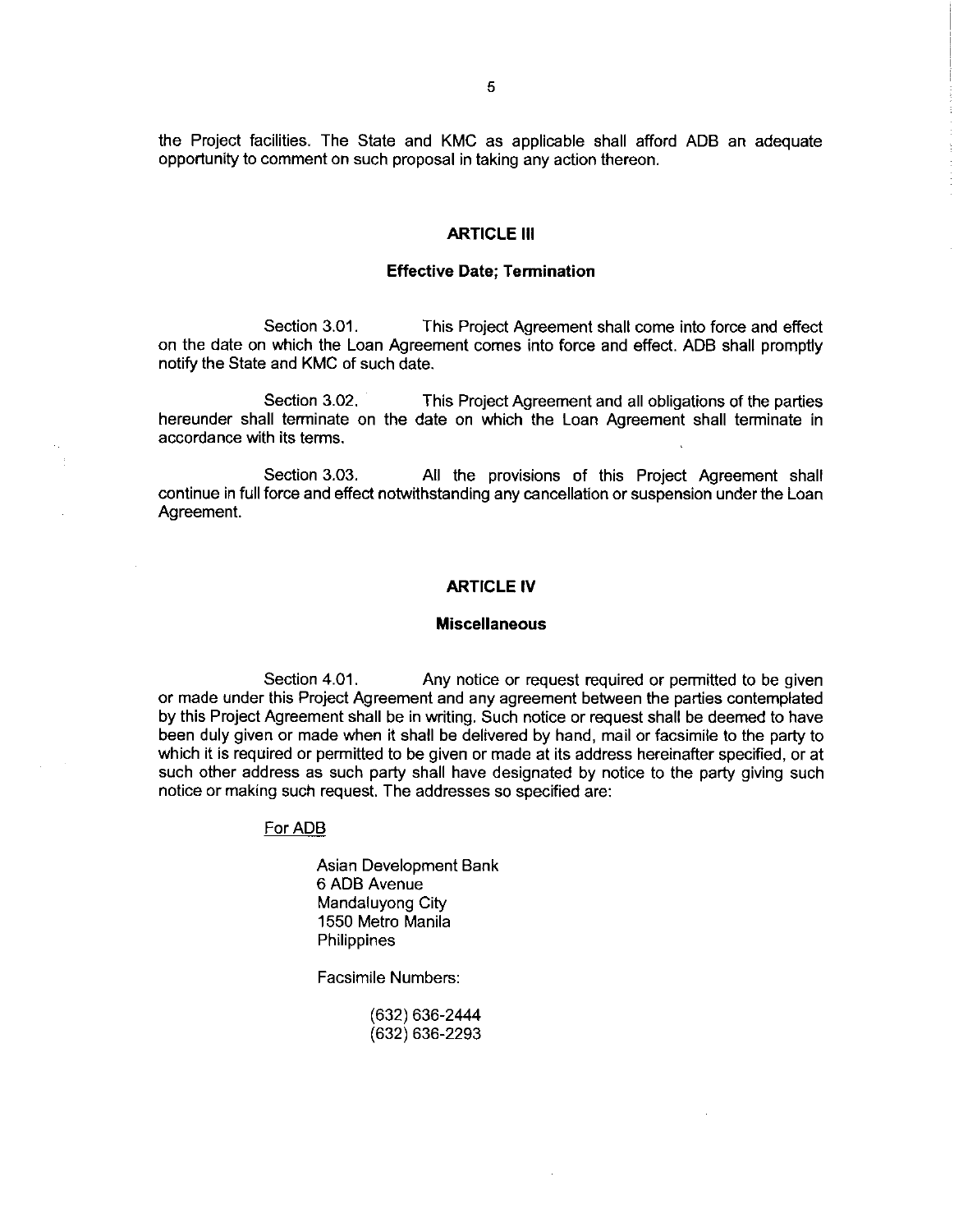the Project facilities. The State and KMC as applicable shall afford ADB an adequate opportunity to comment on such proposal in taking any action thereon.

## ARTICLE III

### Effective Date; Termination

Section 3.01. This Project Agreement shall come into force and effect on the date on which the Loan Agreement comes into force and effect. ADB shall promptly notify the State and KMC of such date.

Section 3.02. This Project Agreement and all obligations of the parties hereunder shall terminate on the date on which the Loan Agreement shall terminate in accordance with its terms.

Section 3.03. All the provisions of this Project Agreement shall continue in full force and effect notwithstanding any cancellation or suspension under the Loan Agreement.

## ARTICLE IV

### Miscellaneous

Section 4.01. Any notice or request required or permitted to be given or made under this Project Agreement and any agreement between the parties contemplated by this Project Agreement shall be in writing. Such notice or request shall be deemed to have been duly given or made when it shall be delivered by hand, mail or facsimile to the party to which it is required or permitted to be given or made at its address hereinafter specified, or at such other address as such party shall have designated by notice to the party giving such notice or making such request. The addresses so specified are:

For ADB

Asian Development Bank
6 ADB Avenue
Mandaluyong City
1550 Metro Manila
Philippines

Facsimile Numbers:

(632) 636-2444
(632) 636-2293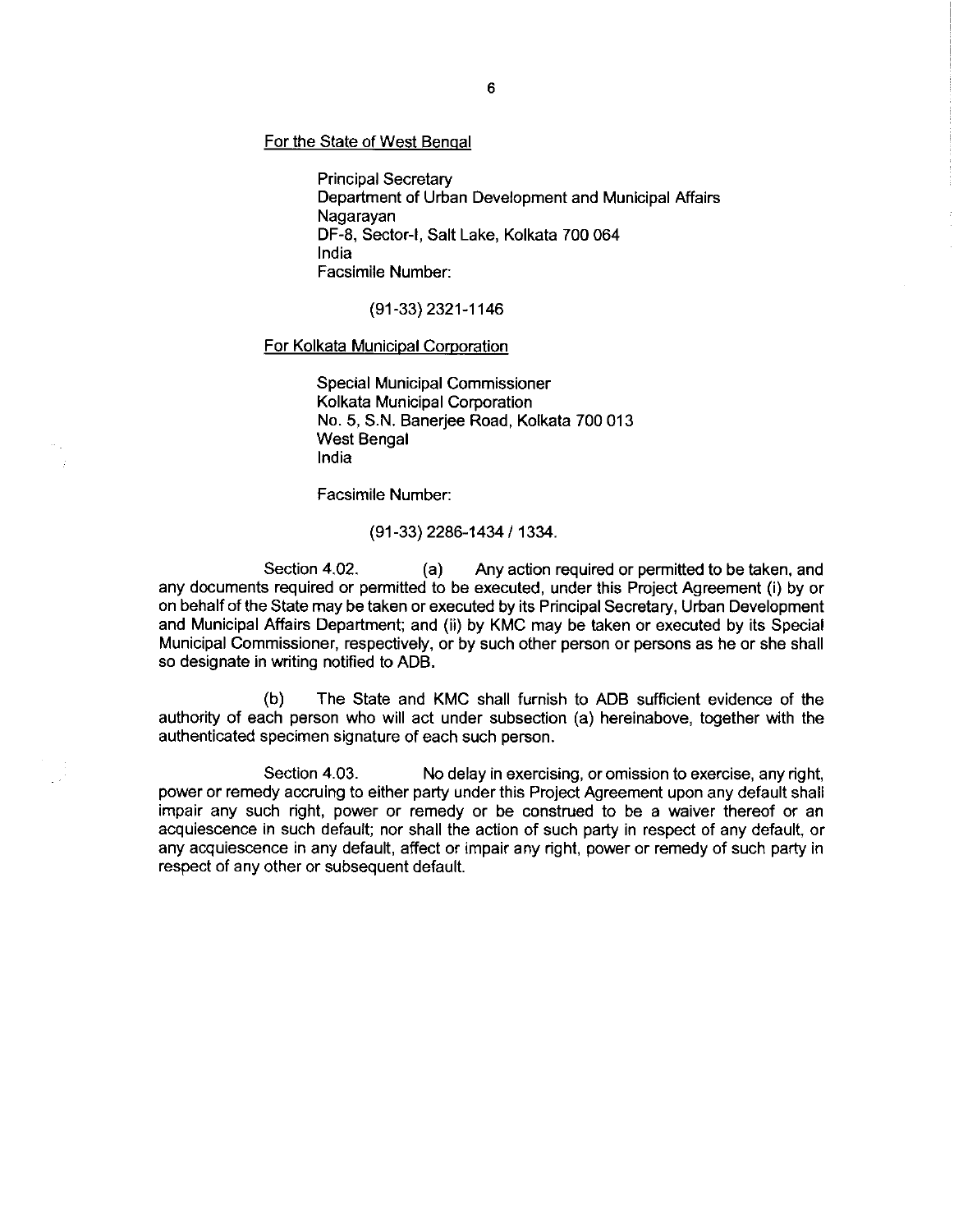For the State of West Bengal

Principal Secretary
Department of Urban Development and Municipal Affairs
Nagarayan
DF-8, Sector-I, Salt Lake, Kolkata 700 064
India
Facsimile Number:

(91-33) 2321-1146

For Kolkata Municipal Corporation

Special Municipal Commissioner
Kolkata Municipal Corporation
No. 5, S.N. Banerjee Road, Kolkata 700 013
West Bengal
India

Facsimile Number:

(91-33) 2286-1434 / 1334.

Section 4.02. (a) Any action required or permitted to be taken, and any documents required or permitted to be executed, under this Project Agreement (i) by or on behalf of the State may be taken or executed by its Principal Secretary, Urban Development and Municipal Affairs Department; and (ii) by KMC may be taken or executed by its Special Municipal Commissioner, respectively, or by such other person or persons as he or she shall so designate in writing notified to ADB.

(b) The State and KMC shall furnish to ADB sufficient evidence of the authority of each person who will act under subsection (a) hereinabove, together with the authenticated specimen signature of each such person.

Section 4.03. No delay in exercising, or omission to exercise, any right, power or remedy accruing to either party under this Project Agreement upon any default shall impair any such right, power or remedy or be construed to be a waiver thereof or an acquiescence in such default; nor shall the action of such party in respect of any default, or any acquiescence in any default, affect or impair any right, power or remedy of such party in respect of any other or subsequent default.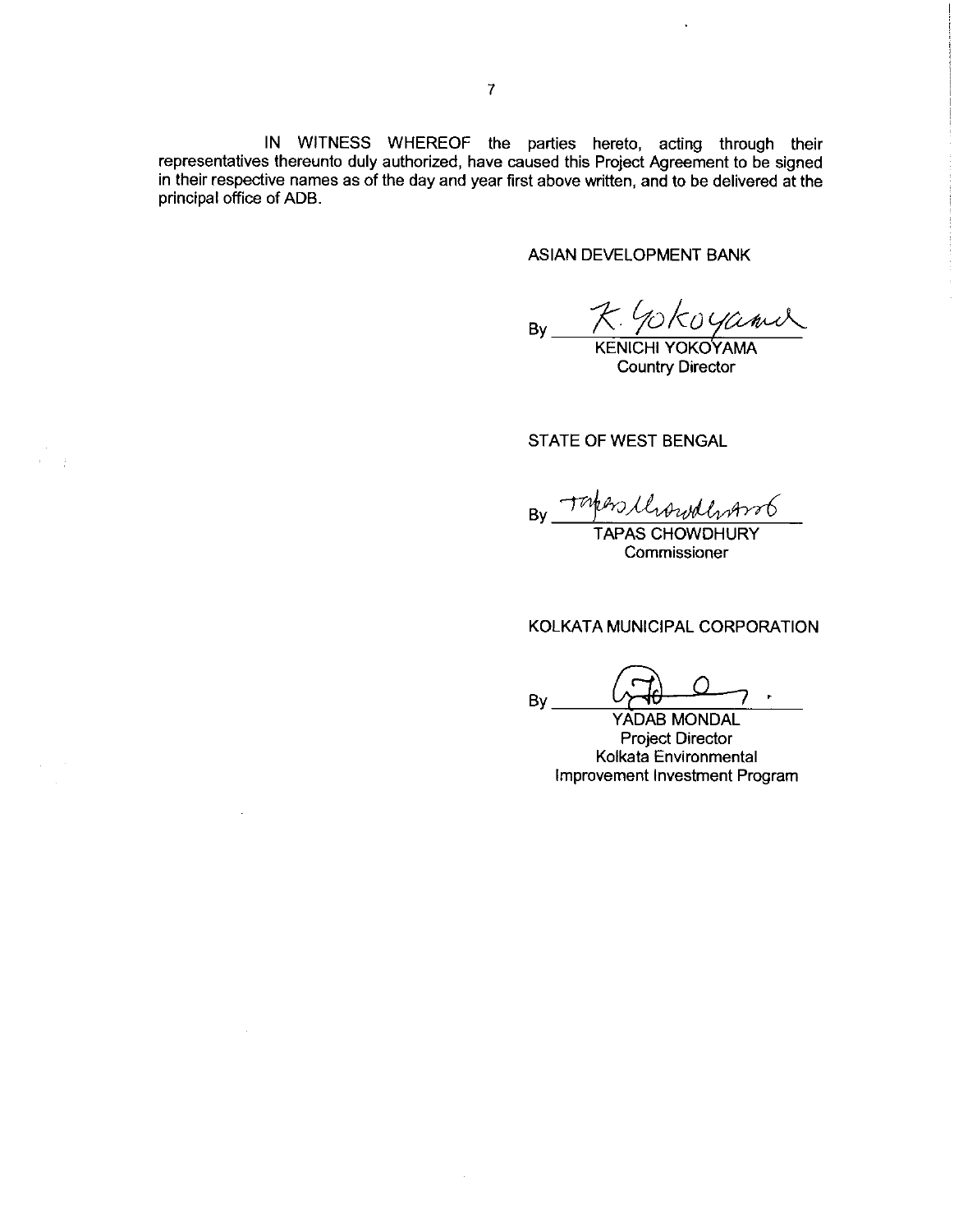IN WITNESS WHEREOF the parties hereto, acting through their representatives thereunto duly authorized, have caused this Project Agreement to be signed in their respective names as of the day and year first above written, and to be delivered at the principal office of ADB.

ASIAN DEVELOPMENT BANK

By K. Yokoyama
KENICHI YOKOYAMA
Country Director

STATE OF WEST BENGAL

By Tapas Chowdhury
TAPAS CHOWDHURY
Commissioner

KOLKATA MUNICIPAL CORPORATION

By
YADAB MONDAL
Project Director
Kolkata Environmental
Improvement Investment Program